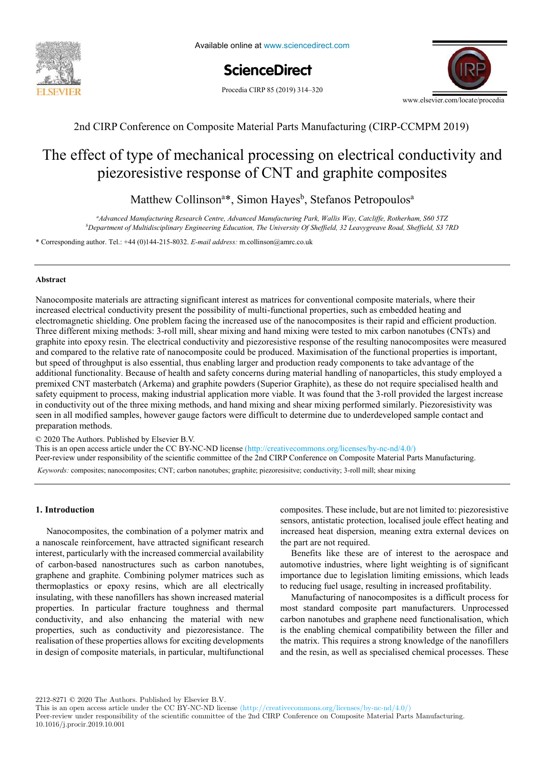2nd CIRP Conference on Composite Material Parts Manufacturing (CIRP-CCMPM 2019)

# The effect of type of mechanical processing on electrical conductivity and piezoresistive response of CNT and graphite composites

Matthew Collinson[a]*, Simon Hayes[b], Stefanos Petropoulos[a]

[a]Advanced Manufacturing Research Centre, Advanced Manufacturing Park, Wallis Way, Catcliffe, Rotherham, S60 5TZ
[b]Department of Multidisciplinary Engineering Education, The University Of Sheffield, 32 Leavygreave Road, Sheffield, S3 7RD

* Corresponding author. Tel.: +44 (0)144-215-8032. *E-mail address:* m.collinson@amrc.co.uk

## Abstract

Nanocomposite materials are attracting significant interest as matrices for conventional composite materials, where their increased electrical conductivity present the possibility of multi-functional properties, such as embedded heating and electromagnetic shielding. One problem facing the increased use of the nanocomposites is their rapid and efficient production. Three different mixing methods: 3-roll mill, shear mixing and hand mixing were tested to mix carbon nanotubes (CNTs) and graphite into epoxy resin. The electrical conductivity and piezoresistive response of the resulting nanocomposites were measured and compared to the relative rate of nanocomposite could be produced. Maximisation of the functional properties is important, but speed of throughput is also essential, thus enabling larger and production ready components to take advantage of the additional functionality. Because of health and safety concerns during material handling of nanoparticles, this study employed a premixed CNT masterbatch (Arkema) and graphite powders (Superior Graphite), as these do not require specialised health and safety equipment to process, making industrial application more viable. It was found that the 3-roll provided the largest increase in conductivity out of the three mixing methods, and hand mixing and shear mixing performed similarly. Piezoresistivity was seen in all modified samples, however gauge factors were difficult to determine due to underdeveloped sample contact and preparation methods.

© 2020 The Authors. Published by Elsevier B.V.
This is an open access article under the CC BY-NC-ND license (http://creativecommons.org/licenses/by-nc-nd/4.0/)
Peer-review under responsibility of the scientific committee of the 2nd CIRP Conference on Composite Material Parts Manufacturing.

*Keywords:* composites; nanocomposites; CNT; carbon nanotubes; graphite; piezoresisitve; conductivity; 3-roll mill; shear mixing

## 1. Introduction

Nanocomposites, the combination of a polymer matrix and a nanoscale reinforcement, have attracted significant research interest, particularly with the increased commercial availability of carbon-based nanostructures such as carbon nanotubes, graphene and graphite. Combining polymer matrices such as thermoplastics or epoxy resins, which are all electrically insulating, with these nanofillers has shown increased material properties. In particular fracture toughness and thermal conductivity, and also enhancing the material with new properties, such as conductivity and piezoresistance. The realisation of these properties allows for exciting developments in design of composite materials, in particular, multifunctional composites. These include, but are not limited to: piezoresistive sensors, antistatic protection, localised joule effect heating and increased heat dispersion, meaning extra external devices on the part are not required.

Benefits like these are of interest to the aerospace and automotive industries, where light weighting is of significant importance due to legislation limiting emissions, which leads to reducing fuel usage, resulting in increased profitability.

Manufacturing of nanocomposites is a difficult process for most standard composite part manufacturers. Unprocessed carbon nanotubes and graphene need functionalisation, which is the enabling chemical compatibility between the filler and the matrix. This requires a strong knowledge of the nanofillers and the resin, as well as specialised chemical processes. These

2212-8271 © 2020 The Authors. Published by Elsevier B.V.
This is an open access article under the CC BY-NC-ND license (http://creativecommons.org/licenses/by-nc-nd/4.0/)
Peer-review under responsibility of the scientific committee of the 2nd CIRP Conference on Composite Material Parts Manufacturing.
10.1016/j.procir.2019.10.001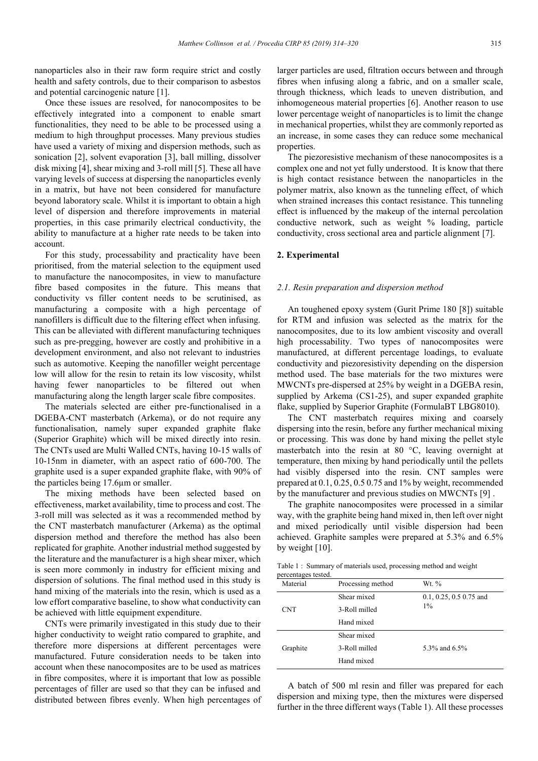nanoparticles also in their raw form require strict and costly health and safety controls, due to their comparison to asbestos and potential carcinogenic nature [1].

Once these issues are resolved, for nanocomposites to be effectively integrated into a component to enable smart functionalities, they need to be able to be processed using a medium to high throughput processes. Many previous studies have used a variety of mixing and dispersion methods, such as sonication [2], solvent evaporation [3], ball milling, dissolver disk mixing [4], shear mixing and 3-roll mill [5]. These all have varying levels of success at dispersing the nanoparticles evenly in a matrix, but have not been considered for manufacture beyond laboratory scale. Whilst it is important to obtain a high level of dispersion and therefore improvements in material properties, in this case primarily electrical conductivity, the ability to manufacture at a higher rate needs to be taken into account.

For this study, processability and practicality have been prioritised, from the material selection to the equipment used to manufacture the nanocomposites, in view to manufacture fibre based composites in the future. This means that conductivity vs filler content needs to be scrutinised, as manufacturing a composite with a high percentage of nanofillers is difficult due to the filtering effect when infusing. This can be alleviated with different manufacturing techniques such as pre-pregging, however are costly and prohibitive in a development environment, and also not relevant to industries such as automotive. Keeping the nanofiller weight percentage low will allow for the resin to retain its low viscosity, whilst having fewer nanoparticles to be filtered out when manufacturing along the length larger scale fibre composites.

The materials selected are either pre-functionalised in a DGEBA-CNT masterbatch (Arkema), or do not require any further functionalisation, namely super expanded graphite flake (Superior Graphite) which will be mixed directly into resin. The CNTs used are Multi Walled CNTs, having 10-15 walls of 10-15nm in diameter, with an aspect ratio of 600-700. The graphite used is a super expanded graphite flake, with 90% of the particles being 17.6µm or smaller.

The mixing methods have been selected based on effectiveness, market availability, time to process and cost. The 3-roll mill was selected as it was a recommended method by the CNT masterbatch manufacturer (Arkema) as the optimal dispersion method and therefore the method has also been replicated for graphite. Another industrial method suggested by the literature and the manufacturer is a high shear mixer, which is seen more commonly in industry for efficient mixing and dispersion of solutions. The final method used in this study is hand mixing of the materials into the resin, which is used as a low effort comparative baseline, to show what conductivity can be achieved with little equipment expenditure.

CNTs were primarily investigated in this study due to their higher conductivity to weight ratio compared to graphite, and therefore more dispersions at different percentages were manufactured. Future consideration needs to be taken into account when these nanocomposites are to be used as matrices in fibre composites, where it is important that low as possible percentages of filler are used so that they can be infused and distributed between fibres evenly. When high percentages of larger particles are used, filtration occurs between and through fibres when infusing along a fabric, and on a smaller scale, through thickness, which leads to uneven distribution, and inhomogeneous material properties [6]. Another reason to use lower percentage weight of nanoparticles is to limit the change in mechanical properties, whilst they are commonly reported as an increase, in some cases they can reduce some mechanical properties.

The piezoresistive mechanism of these nanocomposites is a complex one and not yet fully understood. It is know that there is high contact resistance between the nanoparticles in the polymer matrix, also known as the tunneling effect, of which when strained increases this contact resistance. This tunneling effect is influenced by the makeup of the internal percolation conductive network, such as weight % loading, particle conductivity, cross sectional area and particle alignment [7].

## 2. Experimental

### 2.1. Resin preparation and dispersion method

An toughened epoxy system (Gurit Prime 180 [8]) suitable for RTM and infusion was selected as the matrix for the nanocomposites, due to its low ambient viscosity and overall high processability. Two types of nanocomposites were manufactured, at different percentage loadings, to evaluate conductivity and piezoresistivity depending on the dispersion method used. The base materials for the two mixtures were MWCNTs pre-dispersed at 25% by weight in a DGEBA resin, supplied by Arkema (CS1-25), and super expanded graphite flake, supplied by Superior Graphite (FormulaBT LBG8010).

The CNT masterbatch requires mixing and coarsely dispersing into the resin, before any further mechanical mixing or processing. This was done by hand mixing the pellet style masterbatch into the resin at 80 °C, leaving overnight at temperature, then mixing by hand periodically until the pellets had visibly dispersed into the resin. CNT samples were prepared at 0.1, 0.25, 0.5 0.75 and 1% by weight, recommended by the manufacturer and previous studies on MWCNTs [9] .

The graphite nanocomposites were processed in a similar way, with the graphite being hand mixed in, then left over night and mixed periodically until visible dispersion had been achieved. Graphite samples were prepared at 5.3% and 6.5% by weight [10].

Table 1 : Summary of materials used, processing method and weight percentages tested.

| Material | Processing method | Wt. % |
|---|---|---|
| CNT | Shear mixed | 0.1, 0.25, 0.5 0.75 and 1% |
| | 3-Roll milled | |
| | Hand mixed | |
| Graphite | Shear mixed | 5.3% and 6.5% |
| | 3-Roll milled | |
| | Hand mixed | |

A batch of 500 ml resin and filler was prepared for each dispersion and mixing type, then the mixtures were dispersed further in the three different ways (Table 1). All these processes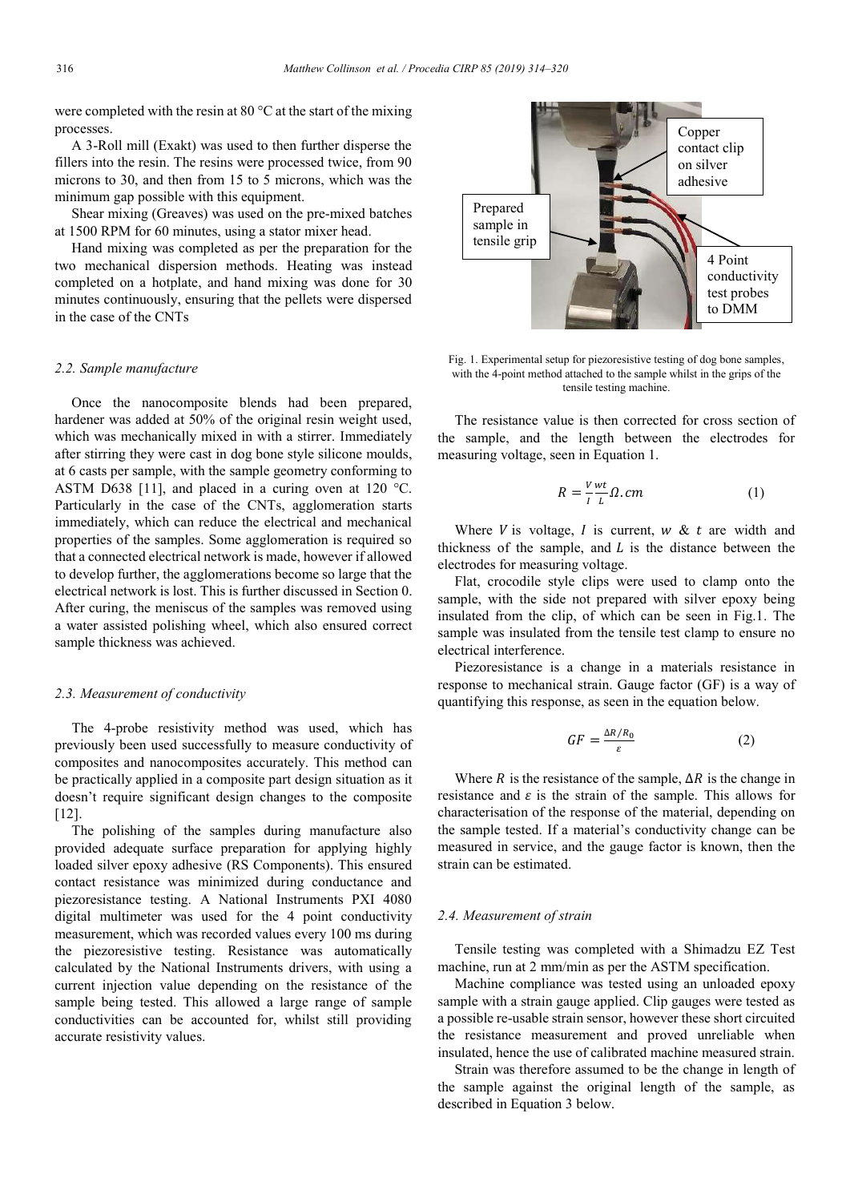were completed with the resin at 80 °C at the start of the mixing processes.

A 3-Roll mill (Exakt) was used to then further disperse the fillers into the resin. The resins were processed twice, from 90 microns to 30, and then from 15 to 5 microns, which was the minimum gap possible with this equipment.

Shear mixing (Greaves) was used on the pre-mixed batches at 1500 RPM for 60 minutes, using a stator mixer head.

Hand mixing was completed as per the preparation for the two mechanical dispersion methods. Heating was instead completed on a hotplate, and hand mixing was done for 30 minutes continuously, ensuring that the pellets were dispersed in the case of the CNTs

### 2.2. Sample manufacture

Once the nanocomposite blends had been prepared, hardener was added at 50% of the original resin weight used, which was mechanically mixed in with a stirrer. Immediately after stirring they were cast in dog bone style silicone moulds, at 6 casts per sample, with the sample geometry conforming to ASTM D638 [11], and placed in a curing oven at 120 °C. Particularly in the case of the CNTs, agglomeration starts immediately, which can reduce the electrical and mechanical properties of the samples. Some agglomeration is required so that a connected electrical network is made, however if allowed to develop further, the agglomerations become so large that the electrical network is lost. This is further discussed in Section 0. After curing, the meniscus of the samples was removed using a water assisted polishing wheel, which also ensured correct sample thickness was achieved.

### 2.3. Measurement of conductivity

The 4-probe resistivity method was used, which has previously been used successfully to measure conductivity of composites and nanocomposites accurately. This method can be practically applied in a composite part design situation as it doesn't require significant design changes to the composite [12].

The polishing of the samples during manufacture also provided adequate surface preparation for applying highly loaded silver epoxy adhesive (RS Components). This ensured contact resistance was minimized during conductance and piezoresistance testing. A National Instruments PXI 4080 digital multimeter was used for the 4 point conductivity measurement, which was recorded values every 100 ms during the piezoresistive testing. Resistance was automatically calculated by the National Instruments drivers, with using a current injection value depending on the resistance of the sample being tested. This allowed a large range of sample conductivities can be accounted for, whilst still providing accurate resistivity values.

Copper contact clip on silver adhesive

Prepared sample in tensile grip

4 Point conductivity test probes to DMM

Fig. 1. Experimental setup for piezoresistive testing of dog bone samples, with the 4-point method attached to the sample whilst in the grips of the tensile testing machine.

The resistance value is then corrected for cross section of the sample, and the length between the electrodes for measuring voltage, seen in Equation 1.

$$R = \frac{V}{I}\frac{wt}{L}\Omega.cm \quad (1)$$

Where $V$ is voltage, $I$ is current, $w$ & $t$ are width and thickness of the sample, and $L$ is the distance between the electrodes for measuring voltage.

Flat, crocodile style clips were used to clamp onto the sample, with the side not prepared with silver epoxy being insulated from the clip, of which can be seen in Fig.1. The sample was insulated from the tensile test clamp to ensure no electrical interference.

Piezoresistance is a change in a materials resistance in response to mechanical strain. Gauge factor (GF) is a way of quantifying this response, as seen in the equation below.

$$GF = \frac{\Delta R/R_0}{\varepsilon} \quad (2)$$

Where $R$ is the resistance of the sample, $\Delta R$ is the change in resistance and $\varepsilon$ is the strain of the sample. This allows for characterisation of the response of the material, depending on the sample tested. If a material's conductivity change can be measured in service, and the gauge factor is known, then the strain can be estimated.

### 2.4. Measurement of strain

Tensile testing was completed with a Shimadzu EZ Test machine, run at 2 mm/min as per the ASTM specification.

Machine compliance was tested using an unloaded epoxy sample with a strain gauge applied. Clip gauges were tested as a possible re-usable strain sensor, however these short circuited the resistance measurement and proved unreliable when insulated, hence the use of calibrated machine measured strain.

Strain was therefore assumed to be the change in length of the sample against the original length of the sample, as described in Equation 3 below.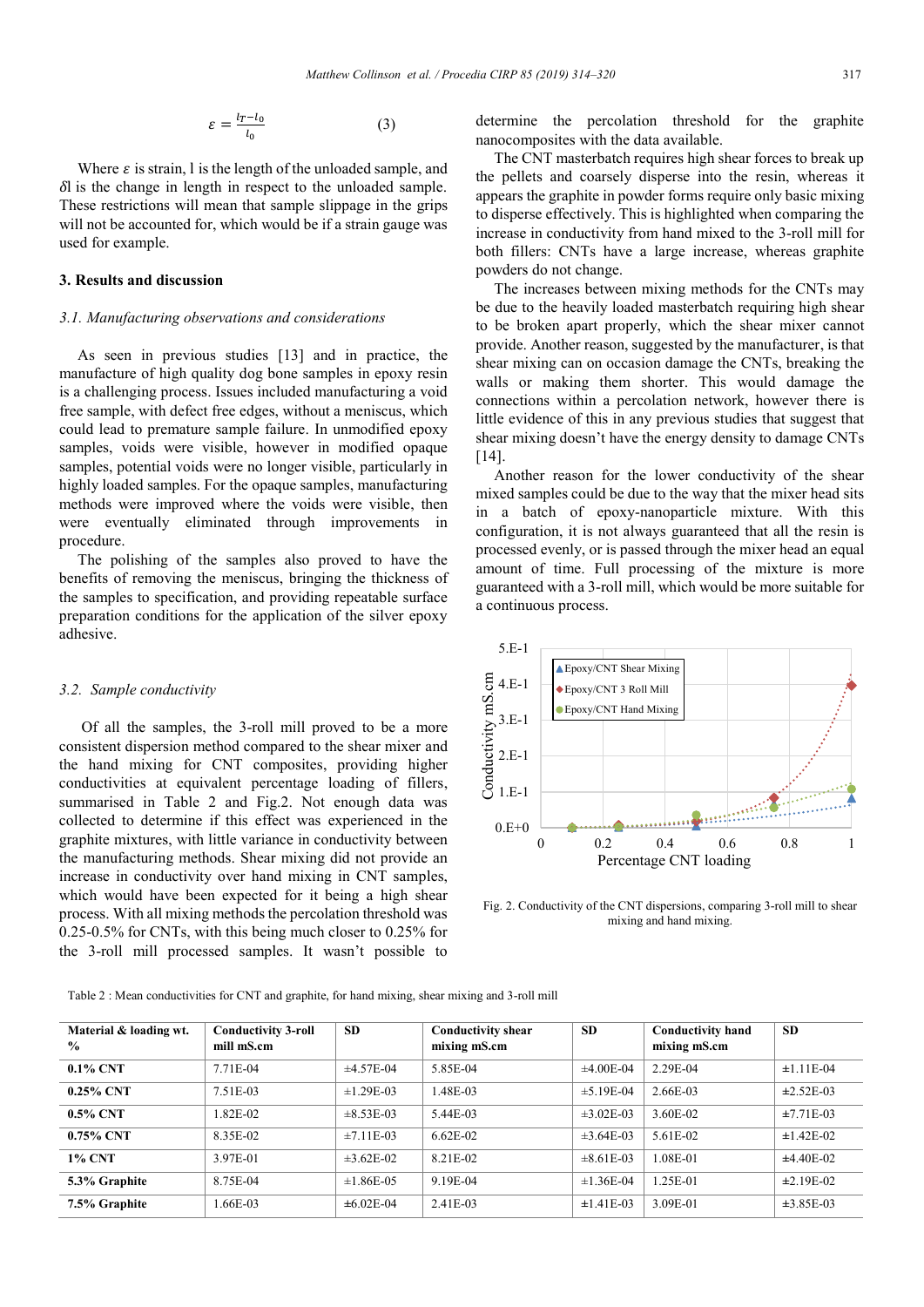$$\varepsilon = \frac{l_T - l_0}{l_0} \qquad (3)$$

Where $\varepsilon$ is strain, l is the length of the unloaded sample, and $\delta$l is the change in length in respect to the unloaded sample. These restrictions will mean that sample slippage in the grips will not be accounted for, which would be if a strain gauge was used for example.

## 3. Results and discussion

### 3.1. Manufacturing observations and considerations

As seen in previous studies [13] and in practice, the manufacture of high quality dog bone samples in epoxy resin is a challenging process. Issues included manufacturing a void free sample, with defect free edges, without a meniscus, which could lead to premature sample failure. In unmodified epoxy samples, voids were visible, however in modified opaque samples, potential voids were no longer visible, particularly in highly loaded samples. For the opaque samples, manufacturing methods were improved where the voids were visible, then were eventually eliminated through improvements in procedure.

The polishing of the samples also proved to have the benefits of removing the meniscus, bringing the thickness of the samples to specification, and providing repeatable surface preparation conditions for the application of the silver epoxy adhesive.

### 3.2. Sample conductivity

Of all the samples, the 3-roll mill proved to be a more consistent dispersion method compared to the shear mixer and the hand mixing for CNT composites, providing higher conductivities at equivalent percentage loading of fillers, summarised in Table 2 and Fig.2. Not enough data was collected to determine if this effect was experienced in the graphite mixtures, with little variance in conductivity between the manufacturing methods. Shear mixing did not provide an increase in conductivity over hand mixing in CNT samples, which would have been expected for it being a high shear process. With all mixing methods the percolation threshold was 0.25-0.5% for CNTs, with this being much closer to 0.25% for the 3-roll mill processed samples. It wasn't possible to determine the percolation threshold for the graphite nanocomposites with the data available.

The CNT masterbatch requires high shear forces to break up the pellets and coarsely disperse into the resin, whereas it appears the graphite in powder forms require only basic mixing to disperse effectively. This is highlighted when comparing the increase in conductivity from hand mixed to the 3-roll mill for both fillers: CNTs have a large increase, whereas graphite powders do not change.

The increases between mixing methods for the CNTs may be due to the heavily loaded masterbatch requiring high shear to be broken apart properly, which the shear mixer cannot provide. Another reason, suggested by the manufacturer, is that shear mixing can on occasion damage the CNTs, breaking the walls or making them shorter. This would damage the connections within a percolation network, however there is little evidence of this in any previous studies that suggest that shear mixing doesn't have the energy density to damage CNTs [14].

Another reason for the lower conductivity of the shear mixed samples could be due to the way that the mixer head sits in a batch of epoxy-nanoparticle mixture. With this configuration, it is not always guaranteed that all the resin is processed evenly, or is passed through the mixer head an equal amount of time. Full processing of the mixture is more guaranteed with a 3-roll mill, which would be more suitable for a continuous process.

Conductivity mS.cm
5.E-1
4.E-1
3.E-1
2.E-1
1.E-1
0.E+0
0
0.2
0.4
0.6
0.8
1
Percentage CNT loading
Epoxy/CNT Shear Mixing
Epoxy/CNT 3 Roll Mill
Epoxy/CNT Hand Mixing

Fig. 2. Conductivity of the CNT dispersions, comparing 3-roll mill to shear mixing and hand mixing.

Table 2 : Mean conductivities for CNT and graphite, for hand mixing, shear mixing and 3-roll mill

| Material & loading wt. % | Conductivity 3-roll mill mS.cm | SD | Conductivity shear mixing mS.cm | SD | Conductivity hand mixing mS.cm | SD |
|---|---|---|---|---|---|---|
| **0.1% CNT** | 7.71E-04 | ±4.57E-04 | 5.85E-04 | ±4.00E-04 | 2.29E-04 | ±1.11E-04 |
| **0.25% CNT** | 7.51E-03 | ±1.29E-03 | 1.48E-03 | ±5.19E-04 | 2.66E-03 | ±2.52E-03 |
| **0.5% CNT** | 1.82E-02 | ±8.53E-03 | 5.44E-03 | ±3.02E-03 | 3.60E-02 | ±7.71E-03 |
| **0.75% CNT** | 8.35E-02 | ±7.11E-03 | 6.62E-02 | ±3.64E-03 | 5.61E-02 | ±1.42E-02 |
| **1% CNT** | 3.97E-01 | ±3.62E-02 | 8.21E-02 | ±8.61E-03 | 1.08E-01 | ±4.40E-02 |
| **5.3% Graphite** | 8.75E-04 | ±1.86E-05 | 9.19E-04 | ±1.36E-04 | 1.25E-01 | ±2.19E-02 |
| **7.5% Graphite** | 1.66E-03 | ±6.02E-04 | 2.41E-03 | ±1.41E-03 | 3.09E-01 | ±3.85E-03 |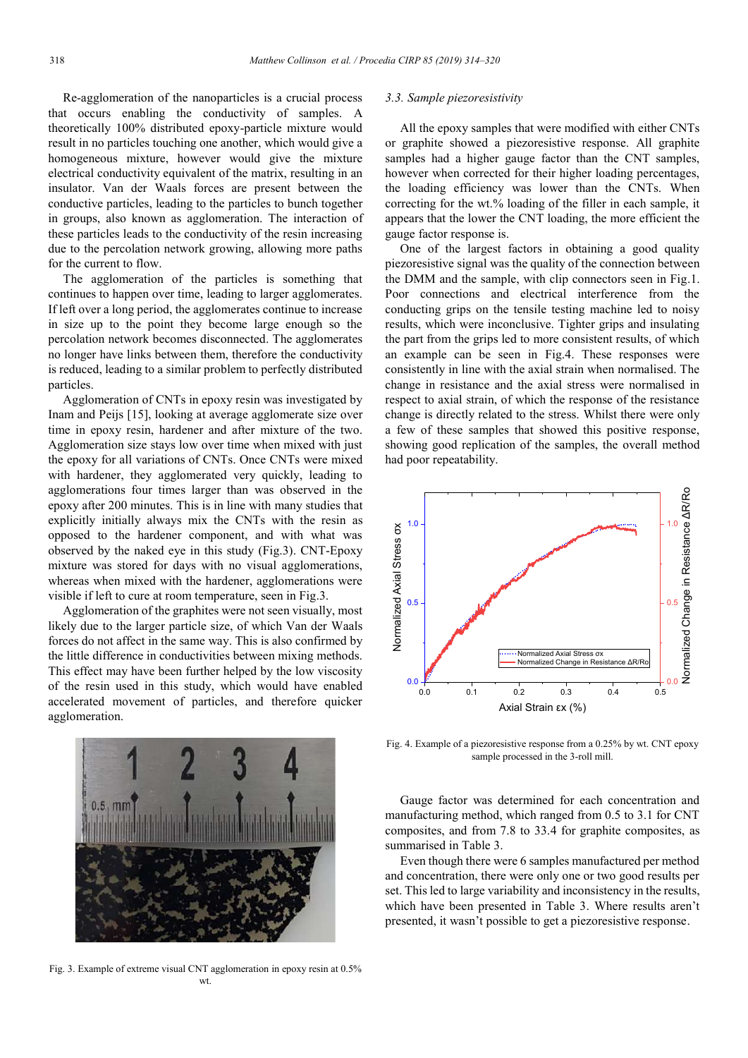Re-agglomeration of the nanoparticles is a crucial process that occurs enabling the conductivity of samples. A theoretically 100% distributed epoxy-particle mixture would result in no particles touching one another, which would give a homogeneous mixture, however would give the mixture electrical conductivity equivalent of the matrix, resulting in an insulator. Van der Waals forces are present between the conductive particles, leading to the particles to bunch together in groups, also known as agglomeration. The interaction of these particles leads to the conductivity of the resin increasing due to the percolation network growing, allowing more paths for the current to flow.

The agglomeration of the particles is something that continues to happen over time, leading to larger agglomerates. If left over a long period, the agglomerates continue to increase in size up to the point they become large enough so the percolation network becomes disconnected. The agglomerates no longer have links between them, therefore the conductivity is reduced, leading to a similar problem to perfectly distributed particles.

Agglomeration of CNTs in epoxy resin was investigated by Inam and Peijs [15], looking at average agglomerate size over time in epoxy resin, hardener and after mixture of the two. Agglomeration size stays low over time when mixed with just the epoxy for all variations of CNTs. Once CNTs were mixed with hardener, they agglomerated very quickly, leading to agglomerations four times larger than was observed in the epoxy after 200 minutes. This is in line with many studies that explicitly initially always mix the CNTs with the resin as opposed to the hardener component, and with what was observed by the naked eye in this study (Fig.3). CNT-Epoxy mixture was stored for days with no visual agglomerations, whereas when mixed with the hardener, agglomerations were visible if left to cure at room temperature, seen in Fig.3.

Agglomeration of the graphites were not seen visually, most likely due to the larger particle size, of which Van der Waals forces do not affect in the same way. This is also confirmed by the little difference in conductivities between mixing methods. This effect may have been further helped by the low viscosity of the resin used in this study, which would have enabled accelerated movement of particles, and therefore quicker agglomeration.

Fig. 3. Example of extreme visual CNT agglomeration in epoxy resin at 0.5% wt.

### 3.3. Sample piezoresistivity

All the epoxy samples that were modified with either CNTs or graphite showed a piezoresistive response. All graphite samples had a higher gauge factor than the CNT samples, however when corrected for their higher loading percentages, the loading efficiency was lower than the CNTs. When correcting for the wt.% loading of the filler in each sample, it appears that the lower the CNT loading, the more efficient the gauge factor response is.

One of the largest factors in obtaining a good quality piezoresistive signal was the quality of the connection between the DMM and the sample, with clip connectors seen in Fig.1. Poor connections and electrical interference from the conducting grips on the tensile testing machine led to noisy results, which were inconclusive. Tighter grips and insulating the part from the grips led to more consistent results, of which an example can be seen in Fig.4. These responses were consistently in line with the axial strain when normalised. The change in resistance and the axial stress were normalised in respect to axial strain, of which the response of the resistance change is directly related to the stress. Whilst there were only a few of these samples that showed this positive response, showing good replication of the samples, the overall method had poor repeatability.

Normalized Axial Stress σx
Normalized Change in Resistance ΔR/Ro
Axial Strain εx (%)
0.0 0.1 0.2 0.3 0.4 0.5
0.0 0.5 1.0
Normalized Axial Stress σx
Normalized Change in Resistance ΔR/Ro

Fig. 4. Example of a piezoresistive response from a 0.25% by wt. CNT epoxy sample processed in the 3-roll mill.

Gauge factor was determined for each concentration and manufacturing method, which ranged from 0.5 to 3.1 for CNT composites, and from 7.8 to 33.4 for graphite composites, as summarised in Table 3.

Even though there were 6 samples manufactured per method and concentration, there were only one or two good results per set. This led to large variability and inconsistency in the results, which have been presented in Table 3. Where results aren't presented, it wasn't possible to get a piezoresistive response.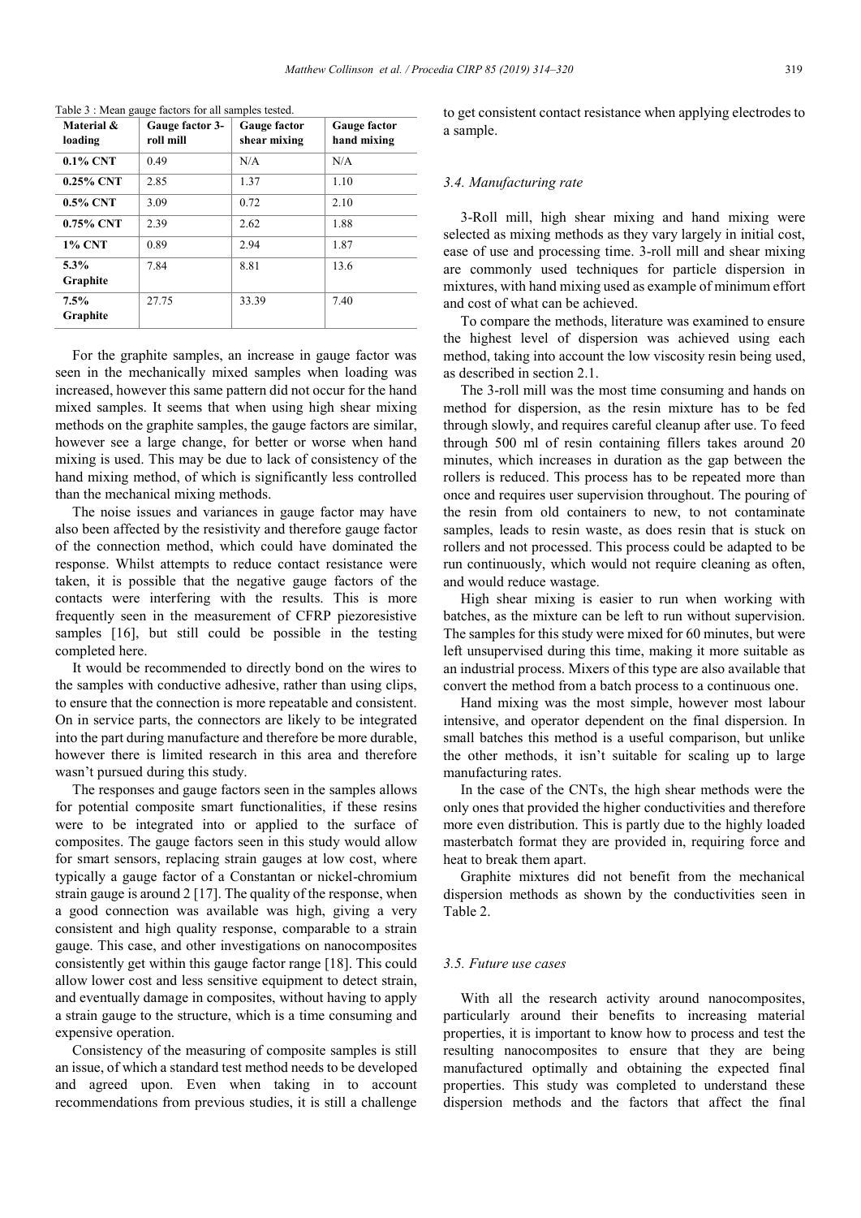Table 3 : Mean gauge factors for all samples tested.

| Material & loading | Gauge factor 3-roll mill | Gauge factor shear mixing | Gauge factor hand mixing |
|---|---|---|---|
| **0.1% CNT** | 0.49 | N/A | N/A |
| **0.25% CNT** | 2.85 | 1.37 | 1.10 |
| **0.5% CNT** | 3.09 | 0.72 | 2.10 |
| **0.75% CNT** | 2.39 | 2.62 | 1.88 |
| **1% CNT** | 0.89 | 2.94 | 1.87 |
| **5.3% Graphite** | 7.84 | 8.81 | 13.6 |
| **7.5% Graphite** | 27.75 | 33.39 | 7.40 |

For the graphite samples, an increase in gauge factor was seen in the mechanically mixed samples when loading was increased, however this same pattern did not occur for the hand mixed samples. It seems that when using high shear mixing methods on the graphite samples, the gauge factors are similar, however see a large change, for better or worse when hand mixing is used. This may be due to lack of consistency of the hand mixing method, of which is significantly less controlled than the mechanical mixing methods.

The noise issues and variances in gauge factor may have also been affected by the resistivity and therefore gauge factor of the connection method, which could have dominated the response. Whilst attempts to reduce contact resistance were taken, it is possible that the negative gauge factors of the contacts were interfering with the results. This is more frequently seen in the measurement of CFRP piezoresistive samples [16], but still could be possible in the testing completed here.

It would be recommended to directly bond on the wires to the samples with conductive adhesive, rather than using clips, to ensure that the connection is more repeatable and consistent. On in service parts, the connectors are likely to be integrated into the part during manufacture and therefore be more durable, however there is limited research in this area and therefore wasn't pursued during this study.

The responses and gauge factors seen in the samples allows for potential composite smart functionalities, if these resins were to be integrated into or applied to the surface of composites. The gauge factors seen in this study would allow for smart sensors, replacing strain gauges at low cost, where typically a gauge factor of a Constantan or nickel-chromium strain gauge is around 2 [17]. The quality of the response, when a good connection was available was high, giving a very consistent and high quality response, comparable to a strain gauge. This case, and other investigations on nanocomposites consistently get within this gauge factor range [18]. This could allow lower cost and less sensitive equipment to detect strain, and eventually damage in composites, without having to apply a strain gauge to the structure, which is a time consuming and expensive operation.

Consistency of the measuring of composite samples is still an issue, of which a standard test method needs to be developed and agreed upon. Even when taking in to account recommendations from previous studies, it is still a challenge to get consistent contact resistance when applying electrodes to a sample.

### 3.4. Manufacturing rate

3-Roll mill, high shear mixing and hand mixing were selected as mixing methods as they vary largely in initial cost, ease of use and processing time. 3-roll mill and shear mixing are commonly used techniques for particle dispersion in mixtures, with hand mixing used as example of minimum effort and cost of what can be achieved.

To compare the methods, literature was examined to ensure the highest level of dispersion was achieved using each method, taking into account the low viscosity resin being used, as described in section 2.1.

The 3-roll mill was the most time consuming and hands on method for dispersion, as the resin mixture has to be fed through slowly, and requires careful cleanup after use. To feed through 500 ml of resin containing fillers takes around 20 minutes, which increases in duration as the gap between the rollers is reduced. This process has to be repeated more than once and requires user supervision throughout. The pouring of the resin from old containers to new, to not contaminate samples, leads to resin waste, as does resin that is stuck on rollers and not processed. This process could be adapted to be run continuously, which would not require cleaning as often, and would reduce wastage.

High shear mixing is easier to run when working with batches, as the mixture can be left to run without supervision. The samples for this study were mixed for 60 minutes, but were left unsupervised during this time, making it more suitable as an industrial process. Mixers of this type are also available that convert the method from a batch process to a continuous one.

Hand mixing was the most simple, however most labour intensive, and operator dependent on the final dispersion. In small batches this method is a useful comparison, but unlike the other methods, it isn't suitable for scaling up to large manufacturing rates.

In the case of the CNTs, the high shear methods were the only ones that provided the higher conductivities and therefore more even distribution. This is partly due to the highly loaded masterbatch format they are provided in, requiring force and heat to break them apart.

Graphite mixtures did not benefit from the mechanical dispersion methods as shown by the conductivities seen in Table 2.

### 3.5. Future use cases

With all the research activity around nanocomposites, particularly around their benefits to increasing material properties, it is important to know how to process and test the resulting nanocomposites to ensure that they are being manufactured optimally and obtaining the expected final properties. This study was completed to understand these dispersion methods and the factors that affect the final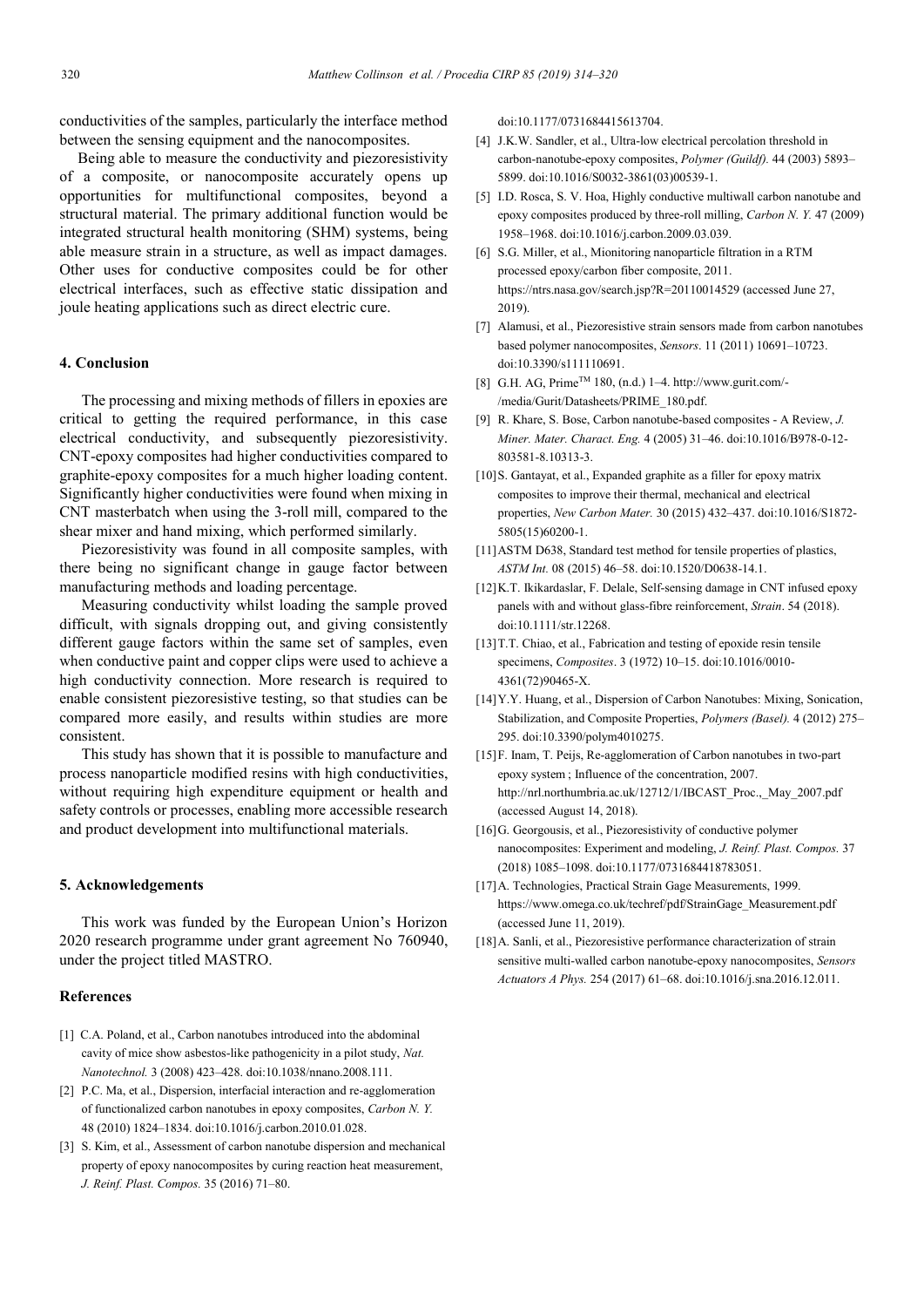conductivities of the samples, particularly the interface method between the sensing equipment and the nanocomposites.

Being able to measure the conductivity and piezoresistivity of a composite, or nanocomposite accurately opens up opportunities for multifunctional composites, beyond a structural material. The primary additional function would be integrated structural health monitoring (SHM) systems, being able measure strain in a structure, as well as impact damages. Other uses for conductive composites could be for other electrical interfaces, such as effective static dissipation and joule heating applications such as direct electric cure.

## 4. Conclusion

The processing and mixing methods of fillers in epoxies are critical to getting the required performance, in this case electrical conductivity, and subsequently piezoresistivity. CNT-epoxy composites had higher conductivities compared to graphite-epoxy composites for a much higher loading content. Significantly higher conductivities were found when mixing in CNT masterbatch when using the 3-roll mill, compared to the shear mixer and hand mixing, which performed similarly.

Piezoresistivity was found in all composite samples, with there being no significant change in gauge factor between manufacturing methods and loading percentage.

Measuring conductivity whilst loading the sample proved difficult, with signals dropping out, and giving consistently different gauge factors within the same set of samples, even when conductive paint and copper clips were used to achieve a high conductivity connection. More research is required to enable consistent piezoresistive testing, so that studies can be compared more easily, and results within studies are more consistent.

This study has shown that it is possible to manufacture and process nanoparticle modified resins with high conductivities, without requiring high expenditure equipment or health and safety controls or processes, enabling more accessible research and product development into multifunctional materials.

## 5. Acknowledgements

This work was funded by the European Union's Horizon 2020 research programme under grant agreement No 760940, under the project titled MASTRO.

## References

[1] C.A. Poland, et al., Carbon nanotubes introduced into the abdominal cavity of mice show asbestos-like pathogenicity in a pilot study, *Nat. Nanotechnol.* 3 (2008) 423–428. doi:10.1038/nnano.2008.111.

[2] P.C. Ma, et al., Dispersion, interfacial interaction and re-agglomeration of functionalized carbon nanotubes in epoxy composites, *Carbon N. Y.* 48 (2010) 1824–1834. doi:10.1016/j.carbon.2010.01.028.

[3] S. Kim, et al., Assessment of carbon nanotube dispersion and mechanical property of epoxy nanocomposites by curing reaction heat measurement, *J. Reinf. Plast. Compos.* 35 (2016) 71–80. doi:10.1177/0731684415613704.

[4] J.K.W. Sandler, et al., Ultra-low electrical percolation threshold in carbon-nanotube-epoxy composites, *Polymer (Guildf).* 44 (2003) 5893–5899. doi:10.1016/S0032-3861(03)00539-1.

[5] I.D. Rosca, S. V. Hoa, Highly conductive multiwall carbon nanotube and epoxy composites produced by three-roll milling, *Carbon N. Y.* 47 (2009) 1958–1968. doi:10.1016/j.carbon.2009.03.039.

[6] S.G. Miller, et al., Mionitoring nanoparticle filtration in a RTM processed epoxy/carbon fiber composite, 2011. https://ntrs.nasa.gov/search.jsp?R=20110014529 (accessed June 27, 2019).

[7] Alamusi, et al., Piezoresistive strain sensors made from carbon nanotubes based polymer nanocomposites, *Sensors*. 11 (2011) 10691–10723. doi:10.3390/s111110691.

[8] G.H. AG, Prime™ 180, (n.d.) 1–4. http://www.gurit.com/-/media/Gurit/Datasheets/PRIME_180.pdf.

[9] R. Khare, S. Bose, Carbon nanotube-based composites - A Review, *J. Miner. Mater. Charact. Eng.* 4 (2005) 31–46. doi:10.1016/B978-0-12-803581-8.10313-3.

[10] S. Gantayat, et al., Expanded graphite as a filler for epoxy matrix composites to improve their thermal, mechanical and electrical properties, *New Carbon Mater.* 30 (2015) 432–437. doi:10.1016/S1872-5805(15)60200-1.

[11] ASTM D638, Standard test method for tensile properties of plastics, *ASTM Int.* 08 (2015) 46–58. doi:10.1520/D0638-14.1.

[12] K.T. Ikikardaslar, F. Delale, Self-sensing damage in CNT infused epoxy panels with and without glass-fibre reinforcement, *Strain*. 54 (2018). doi:10.1111/str.12268.

[13] T.T. Chiao, et al., Fabrication and testing of epoxide resin tensile specimens, *Composites*. 3 (1972) 10–15. doi:10.1016/0010-4361(72)90465-X.

[14] Y.Y. Huang, et al., Dispersion of Carbon Nanotubes: Mixing, Sonication, Stabilization, and Composite Properties, *Polymers (Basel).* 4 (2012) 275–295. doi:10.3390/polym4010275.

[15] F. Inam, T. Peijs, Re-agglomeration of Carbon nanotubes in two-part epoxy system ; Influence of the concentration, 2007. http://nrl.northumbria.ac.uk/12712/1/IBCAST_Proc.,_May_2007.pdf (accessed August 14, 2018).

[16] G. Georgousis, et al., Piezoresistivity of conductive polymer nanocomposites: Experiment and modeling, *J. Reinf. Plast. Compos.* 37 (2018) 1085–1098. doi:10.1177/0731684418783051.

[17] A. Technologies, Practical Strain Gage Measurements, 1999. https://www.omega.co.uk/techref/pdf/StrainGage_Measurement.pdf (accessed June 11, 2019).

[18] A. Sanli, et al., Piezoresistive performance characterization of strain sensitive multi-walled carbon nanotube-epoxy nanocomposites, *Sensors Actuators A Phys.* 254 (2017) 61–68. doi:10.1016/j.sna.2016.12.011.